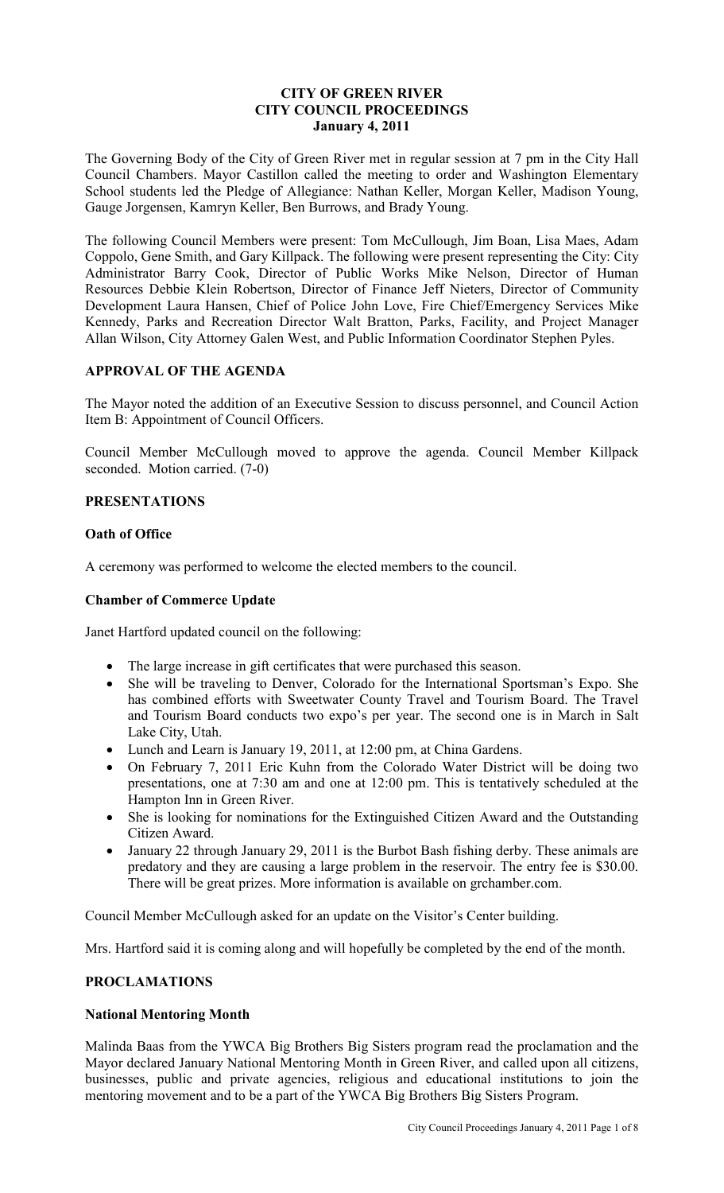# CITY OF GREEN RIVER
# CITY COUNCIL PROCEEDINGS
# January 4, 2011

The Governing Body of the City of Green River met in regular session at 7 pm in the City Hall Council Chambers. Mayor Castillon called the meeting to order and Washington Elementary School students led the Pledge of Allegiance: Nathan Keller, Morgan Keller, Madison Young, Gauge Jorgensen, Kamryn Keller, Ben Burrows, and Brady Young.

The following Council Members were present: Tom McCullough, Jim Boan, Lisa Maes, Adam Coppolo, Gene Smith, and Gary Killpack. The following were present representing the City: City Administrator Barry Cook, Director of Public Works Mike Nelson, Director of Human Resources Debbie Klein Robertson, Director of Finance Jeff Nieters, Director of Community Development Laura Hansen, Chief of Police John Love, Fire Chief/Emergency Services Mike Kennedy, Parks and Recreation Director Walt Bratton, Parks, Facility, and Project Manager Allan Wilson, City Attorney Galen West, and Public Information Coordinator Stephen Pyles.

## APPROVAL OF THE AGENDA

The Mayor noted the addition of an Executive Session to discuss personnel, and Council Action Item B: Appointment of Council Officers.

Council Member McCullough moved to approve the agenda. Council Member Killpack seconded. Motion carried. (7-0)

## PRESENTATIONS

### Oath of Office

A ceremony was performed to welcome the elected members to the council.

### Chamber of Commerce Update

Janet Hartford updated council on the following:

- The large increase in gift certificates that were purchased this season.
- She will be traveling to Denver, Colorado for the International Sportsman's Expo. She has combined efforts with Sweetwater County Travel and Tourism Board. The Travel and Tourism Board conducts two expo's per year. The second one is in March in Salt Lake City, Utah.
- Lunch and Learn is January 19, 2011, at 12:00 pm, at China Gardens.
- On February 7, 2011 Eric Kuhn from the Colorado Water District will be doing two presentations, one at 7:30 am and one at 12:00 pm. This is tentatively scheduled at the Hampton Inn in Green River.
- She is looking for nominations for the Extinguished Citizen Award and the Outstanding Citizen Award.
- January 22 through January 29, 2011 is the Burbot Bash fishing derby. These animals are predatory and they are causing a large problem in the reservoir. The entry fee is $30.00. There will be great prizes. More information is available on grchamber.com.

Council Member McCullough asked for an update on the Visitor's Center building.

Mrs. Hartford said it is coming along and will hopefully be completed by the end of the month.

## PROCLAMATIONS

### National Mentoring Month

Malinda Baas from the YWCA Big Brothers Big Sisters program read the proclamation and the Mayor declared January National Mentoring Month in Green River, and called upon all citizens, businesses, public and private agencies, religious and educational institutions to join the mentoring movement and to be a part of the YWCA Big Brothers Big Sisters Program.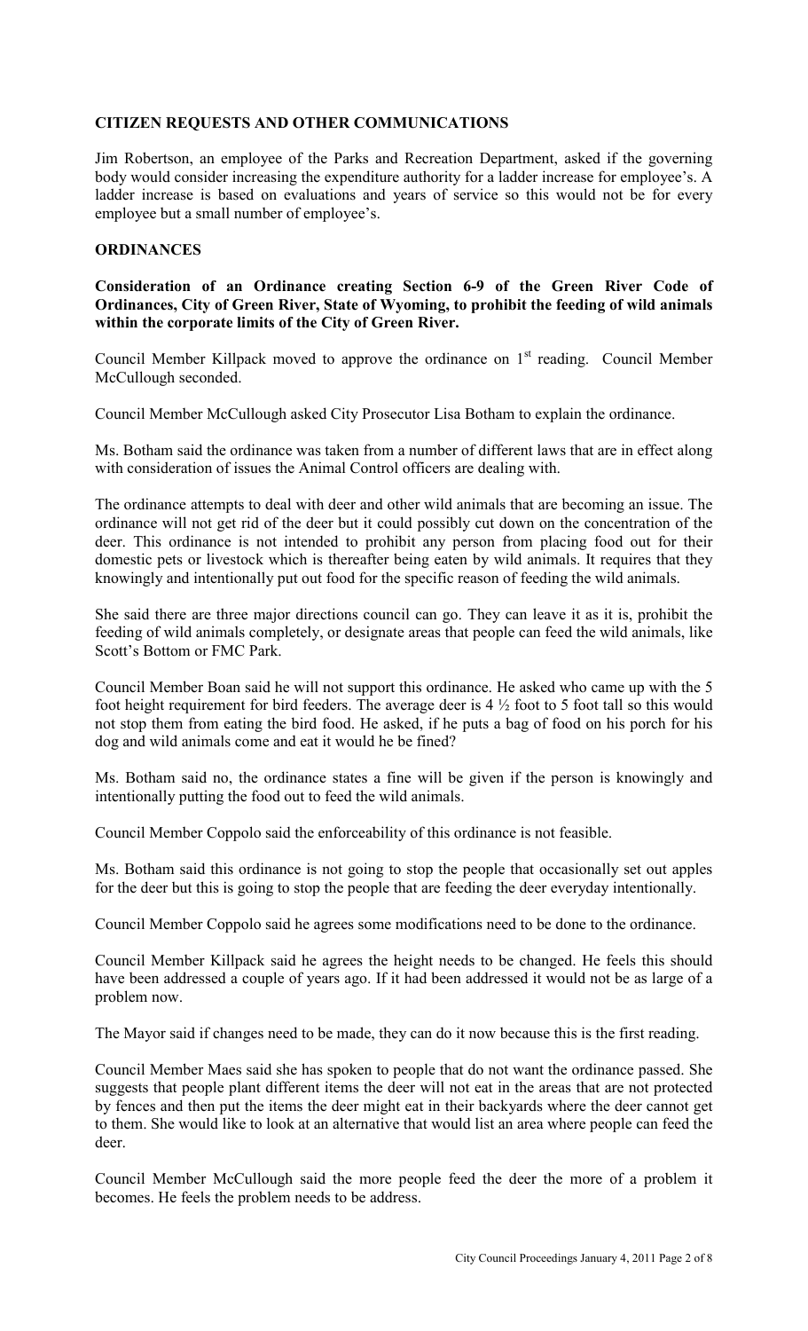**CITIZEN REQUESTS AND OTHER COMMUNICATIONS**

Jim Robertson, an employee of the Parks and Recreation Department, asked if the governing body would consider increasing the expenditure authority for a ladder increase for employee's. A ladder increase is based on evaluations and years of service so this would not be for every employee but a small number of employee's.

**ORDINANCES**

**Consideration of an Ordinance creating Section 6-9 of the Green River Code of Ordinances, City of Green River, State of Wyoming, to prohibit the feeding of wild animals within the corporate limits of the City of Green River.**

Council Member Killpack moved to approve the ordinance on 1st reading. Council Member McCullough seconded.

Council Member McCullough asked City Prosecutor Lisa Botham to explain the ordinance.

Ms. Botham said the ordinance was taken from a number of different laws that are in effect along with consideration of issues the Animal Control officers are dealing with.

The ordinance attempts to deal with deer and other wild animals that are becoming an issue. The ordinance will not get rid of the deer but it could possibly cut down on the concentration of the deer. This ordinance is not intended to prohibit any person from placing food out for their domestic pets or livestock which is thereafter being eaten by wild animals. It requires that they knowingly and intentionally put out food for the specific reason of feeding the wild animals.

She said there are three major directions council can go. They can leave it as it is, prohibit the feeding of wild animals completely, or designate areas that people can feed the wild animals, like Scott's Bottom or FMC Park.

Council Member Boan said he will not support this ordinance. He asked who came up with the 5 foot height requirement for bird feeders. The average deer is 4 ½ foot to 5 foot tall so this would not stop them from eating the bird food. He asked, if he puts a bag of food on his porch for his dog and wild animals come and eat it would he be fined?

Ms. Botham said no, the ordinance states a fine will be given if the person is knowingly and intentionally putting the food out to feed the wild animals.

Council Member Coppolo said the enforceability of this ordinance is not feasible.

Ms. Botham said this ordinance is not going to stop the people that occasionally set out apples for the deer but this is going to stop the people that are feeding the deer everyday intentionally.

Council Member Coppolo said he agrees some modifications need to be done to the ordinance.

Council Member Killpack said he agrees the height needs to be changed. He feels this should have been addressed a couple of years ago. If it had been addressed it would not be as large of a problem now.

The Mayor said if changes need to be made, they can do it now because this is the first reading.

Council Member Maes said she has spoken to people that do not want the ordinance passed. She suggests that people plant different items the deer will not eat in the areas that are not protected by fences and then put the items the deer might eat in their backyards where the deer cannot get to them. She would like to look at an alternative that would list an area where people can feed the deer.

Council Member McCullough said the more people feed the deer the more of a problem it becomes. He feels the problem needs to be address.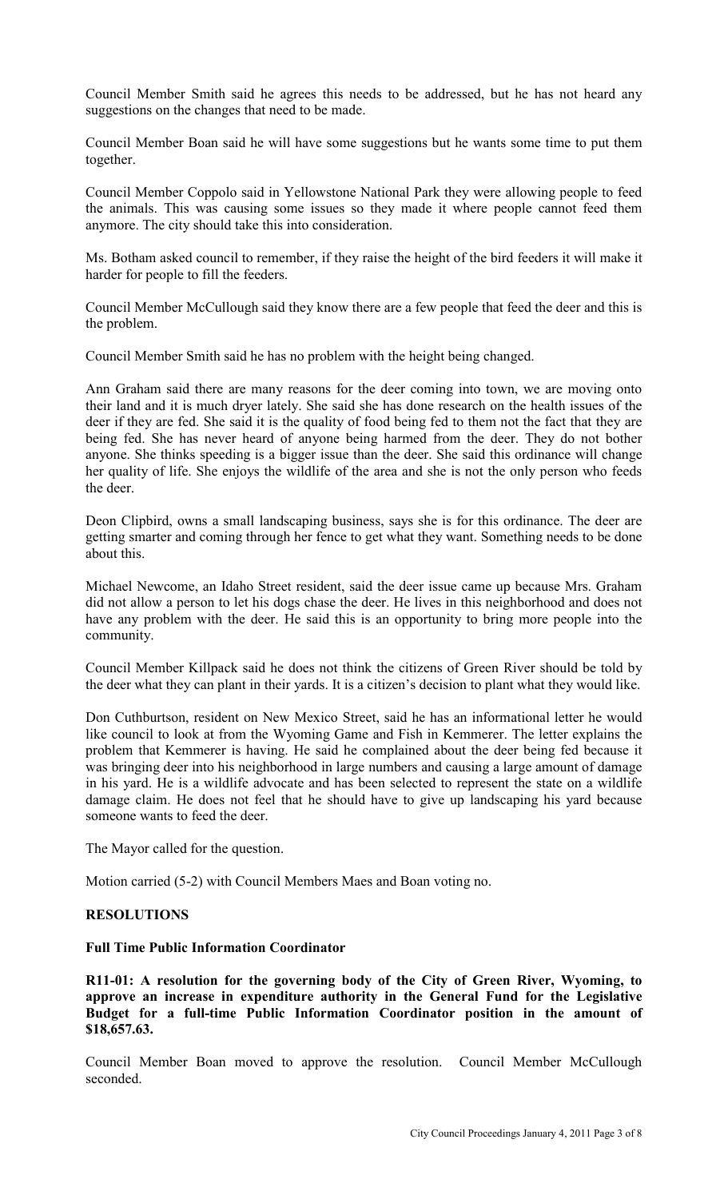Council Member Smith said he agrees this needs to be addressed, but he has not heard any suggestions on the changes that need to be made.

Council Member Boan said he will have some suggestions but he wants some time to put them together.

Council Member Coppolo said in Yellowstone National Park they were allowing people to feed the animals. This was causing some issues so they made it where people cannot feed them anymore. The city should take this into consideration.

Ms. Botham asked council to remember, if they raise the height of the bird feeders it will make it harder for people to fill the feeders.

Council Member McCullough said they know there are a few people that feed the deer and this is the problem.

Council Member Smith said he has no problem with the height being changed.

Ann Graham said there are many reasons for the deer coming into town, we are moving onto their land and it is much dryer lately. She said she has done research on the health issues of the deer if they are fed. She said it is the quality of food being fed to them not the fact that they are being fed. She has never heard of anyone being harmed from the deer. They do not bother anyone. She thinks speeding is a bigger issue than the deer. She said this ordinance will change her quality of life. She enjoys the wildlife of the area and she is not the only person who feeds the deer.

Deon Clipbird, owns a small landscaping business, says she is for this ordinance. The deer are getting smarter and coming through her fence to get what they want. Something needs to be done about this.

Michael Newcome, an Idaho Street resident, said the deer issue came up because Mrs. Graham did not allow a person to let his dogs chase the deer. He lives in this neighborhood and does not have any problem with the deer. He said this is an opportunity to bring more people into the community.

Council Member Killpack said he does not think the citizens of Green River should be told by the deer what they can plant in their yards. It is a citizen's decision to plant what they would like.

Don Cuthburtson, resident on New Mexico Street, said he has an informational letter he would like council to look at from the Wyoming Game and Fish in Kemmerer. The letter explains the problem that Kemmerer is having. He said he complained about the deer being fed because it was bringing deer into his neighborhood in large numbers and causing a large amount of damage in his yard. He is a wildlife advocate and has been selected to represent the state on a wildlife damage claim. He does not feel that he should have to give up landscaping his yard because someone wants to feed the deer.

The Mayor called for the question.

Motion carried (5-2) with Council Members Maes and Boan voting no.

## RESOLUTIONS

### Full Time Public Information Coordinator

**R11-01: A resolution for the governing body of the City of Green River, Wyoming, to approve an increase in expenditure authority in the General Fund for the Legislative Budget for a full-time Public Information Coordinator position in the amount of $18,657.63.**

Council Member Boan moved to approve the resolution. Council Member McCullough seconded.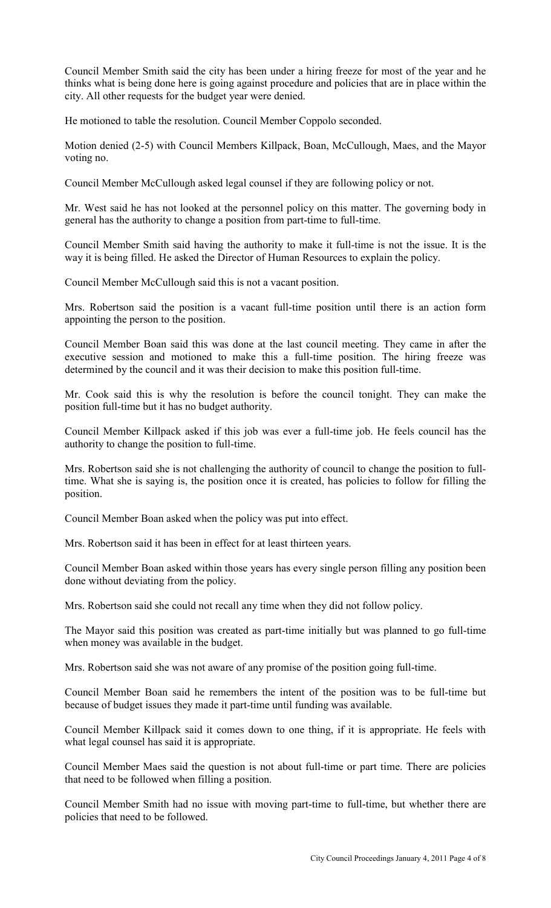Council Member Smith said the city has been under a hiring freeze for most of the year and he thinks what is being done here is going against procedure and policies that are in place within the city. All other requests for the budget year were denied.

He motioned to table the resolution. Council Member Coppolo seconded.

Motion denied (2-5) with Council Members Killpack, Boan, McCullough, Maes, and the Mayor voting no.

Council Member McCullough asked legal counsel if they are following policy or not.

Mr. West said he has not looked at the personnel policy on this matter. The governing body in general has the authority to change a position from part-time to full-time.

Council Member Smith said having the authority to make it full-time is not the issue. It is the way it is being filled. He asked the Director of Human Resources to explain the policy.

Council Member McCullough said this is not a vacant position.

Mrs. Robertson said the position is a vacant full-time position until there is an action form appointing the person to the position.

Council Member Boan said this was done at the last council meeting. They came in after the executive session and motioned to make this a full-time position. The hiring freeze was determined by the council and it was their decision to make this position full-time.

Mr. Cook said this is why the resolution is before the council tonight. They can make the position full-time but it has no budget authority.

Council Member Killpack asked if this job was ever a full-time job. He feels council has the authority to change the position to full-time.

Mrs. Robertson said she is not challenging the authority of council to change the position to full-time. What she is saying is, the position once it is created, has policies to follow for filling the position.

Council Member Boan asked when the policy was put into effect.

Mrs. Robertson said it has been in effect for at least thirteen years.

Council Member Boan asked within those years has every single person filling any position been done without deviating from the policy.

Mrs. Robertson said she could not recall any time when they did not follow policy.

The Mayor said this position was created as part-time initially but was planned to go full-time when money was available in the budget.

Mrs. Robertson said she was not aware of any promise of the position going full-time.

Council Member Boan said he remembers the intent of the position was to be full-time but because of budget issues they made it part-time until funding was available.

Council Member Killpack said it comes down to one thing, if it is appropriate. He feels with what legal counsel has said it is appropriate.

Council Member Maes said the question is not about full-time or part time. There are policies that need to be followed when filling a position.

Council Member Smith had no issue with moving part-time to full-time, but whether there are policies that need to be followed.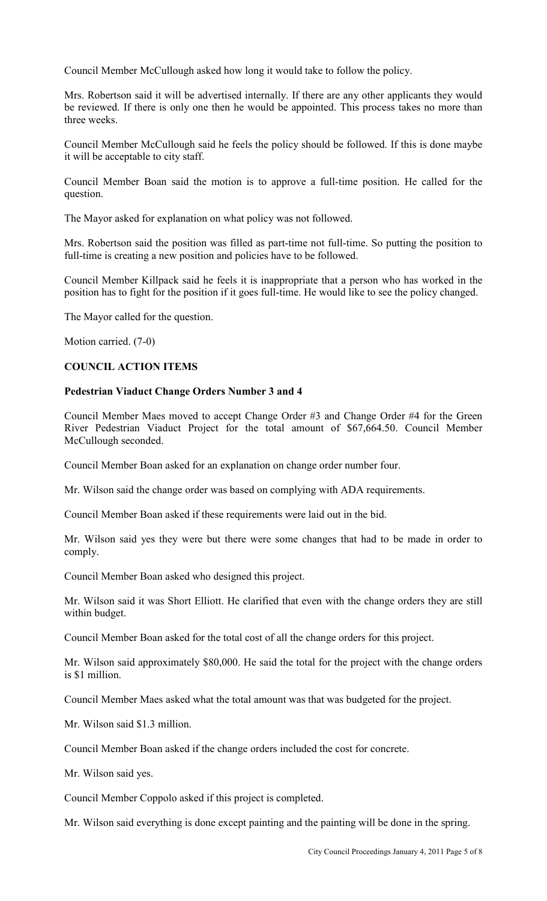Council Member McCullough asked how long it would take to follow the policy.

Mrs. Robertson said it will be advertised internally. If there are any other applicants they would be reviewed. If there is only one then he would be appointed. This process takes no more than three weeks.

Council Member McCullough said he feels the policy should be followed. If this is done maybe it will be acceptable to city staff.

Council Member Boan said the motion is to approve a full-time position. He called for the question.

The Mayor asked for explanation on what policy was not followed.

Mrs. Robertson said the position was filled as part-time not full-time. So putting the position to full-time is creating a new position and policies have to be followed.

Council Member Killpack said he feels it is inappropriate that a person who has worked in the position has to fight for the position if it goes full-time. He would like to see the policy changed.

The Mayor called for the question.

Motion carried. (7-0)

**COUNCIL ACTION ITEMS**

**Pedestrian Viaduct Change Orders Number 3 and 4**

Council Member Maes moved to accept Change Order #3 and Change Order #4 for the Green River Pedestrian Viaduct Project for the total amount of $67,664.50. Council Member McCullough seconded.

Council Member Boan asked for an explanation on change order number four.

Mr. Wilson said the change order was based on complying with ADA requirements.

Council Member Boan asked if these requirements were laid out in the bid.

Mr. Wilson said yes they were but there were some changes that had to be made in order to comply.

Council Member Boan asked who designed this project.

Mr. Wilson said it was Short Elliott. He clarified that even with the change orders they are still within budget.

Council Member Boan asked for the total cost of all the change orders for this project.

Mr. Wilson said approximately $80,000. He said the total for the project with the change orders is $1 million.

Council Member Maes asked what the total amount was that was budgeted for the project.

Mr. Wilson said $1.3 million.

Council Member Boan asked if the change orders included the cost for concrete.

Mr. Wilson said yes.

Council Member Coppolo asked if this project is completed.

Mr. Wilson said everything is done except painting and the painting will be done in the spring.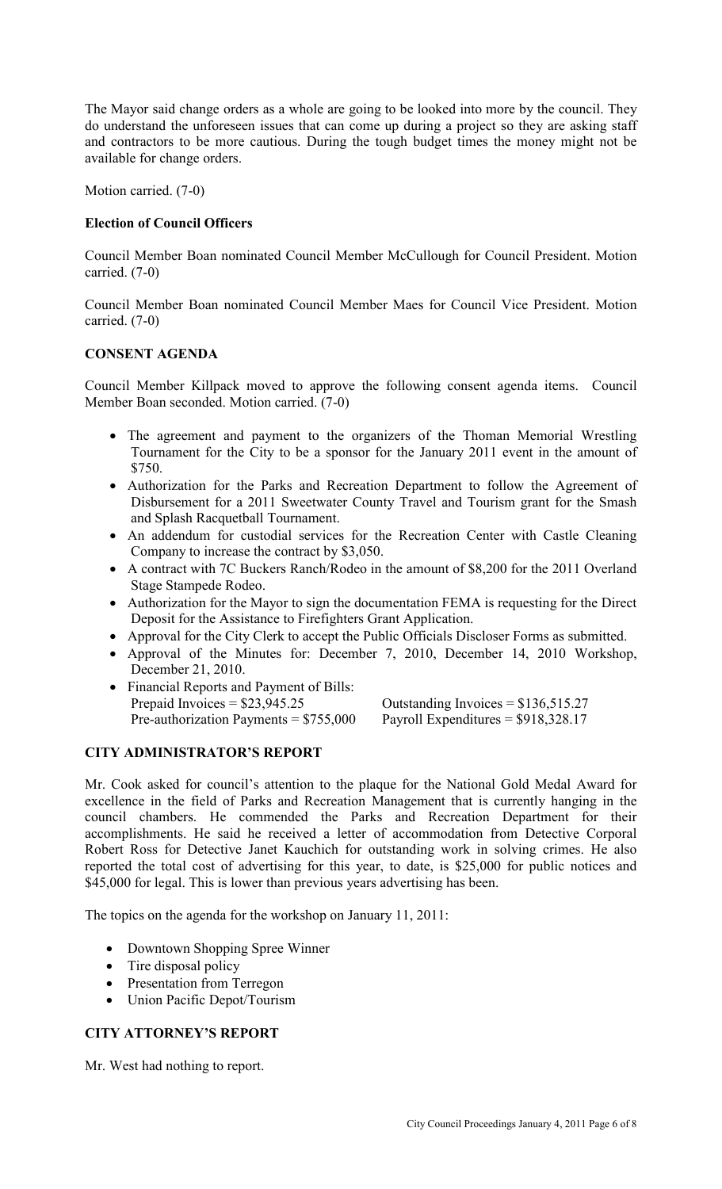The Mayor said change orders as a whole are going to be looked into more by the council. They do understand the unforeseen issues that can come up during a project so they are asking staff and contractors to be more cautious. During the tough budget times the money might not be available for change orders.

Motion carried. (7-0)

**Election of Council Officers**

Council Member Boan nominated Council Member McCullough for Council President. Motion carried. (7-0)

Council Member Boan nominated Council Member Maes for Council Vice President. Motion carried. (7-0)

## CONSENT AGENDA

Council Member Killpack moved to approve the following consent agenda items. Council Member Boan seconded. Motion carried. (7-0)

- The agreement and payment to the organizers of the Thoman Memorial Wrestling Tournament for the City to be a sponsor for the January 2011 event in the amount of $750.
- Authorization for the Parks and Recreation Department to follow the Agreement of Disbursement for a 2011 Sweetwater County Travel and Tourism grant for the Smash and Splash Racquetball Tournament.
- An addendum for custodial services for the Recreation Center with Castle Cleaning Company to increase the contract by $3,050.
- A contract with 7C Buckers Ranch/Rodeo in the amount of $8,200 for the 2011 Overland Stage Stampede Rodeo.
- Authorization for the Mayor to sign the documentation FEMA is requesting for the Direct Deposit for the Assistance to Firefighters Grant Application.
- Approval for the City Clerk to accept the Public Officials Discloser Forms as submitted.
- Approval of the Minutes for: December 7, 2010, December 14, 2010 Workshop, December 21, 2010.
- Financial Reports and Payment of Bills:
  Prepaid Invoices = $23,945.25 Outstanding Invoices = $136,515.27
  Pre-authorization Payments = $755,000 Payroll Expenditures = $918,328.17

## CITY ADMINISTRATOR'S REPORT

Mr. Cook asked for council's attention to the plaque for the National Gold Medal Award for excellence in the field of Parks and Recreation Management that is currently hanging in the council chambers. He commended the Parks and Recreation Department for their accomplishments. He said he received a letter of accommodation from Detective Corporal Robert Ross for Detective Janet Kauchich for outstanding work in solving crimes. He also reported the total cost of advertising for this year, to date, is $25,000 for public notices and $45,000 for legal. This is lower than previous years advertising has been.

The topics on the agenda for the workshop on January 11, 2011:

- Downtown Shopping Spree Winner
- Tire disposal policy
- Presentation from Terregon
- Union Pacific Depot/Tourism

## CITY ATTORNEY'S REPORT

Mr. West had nothing to report.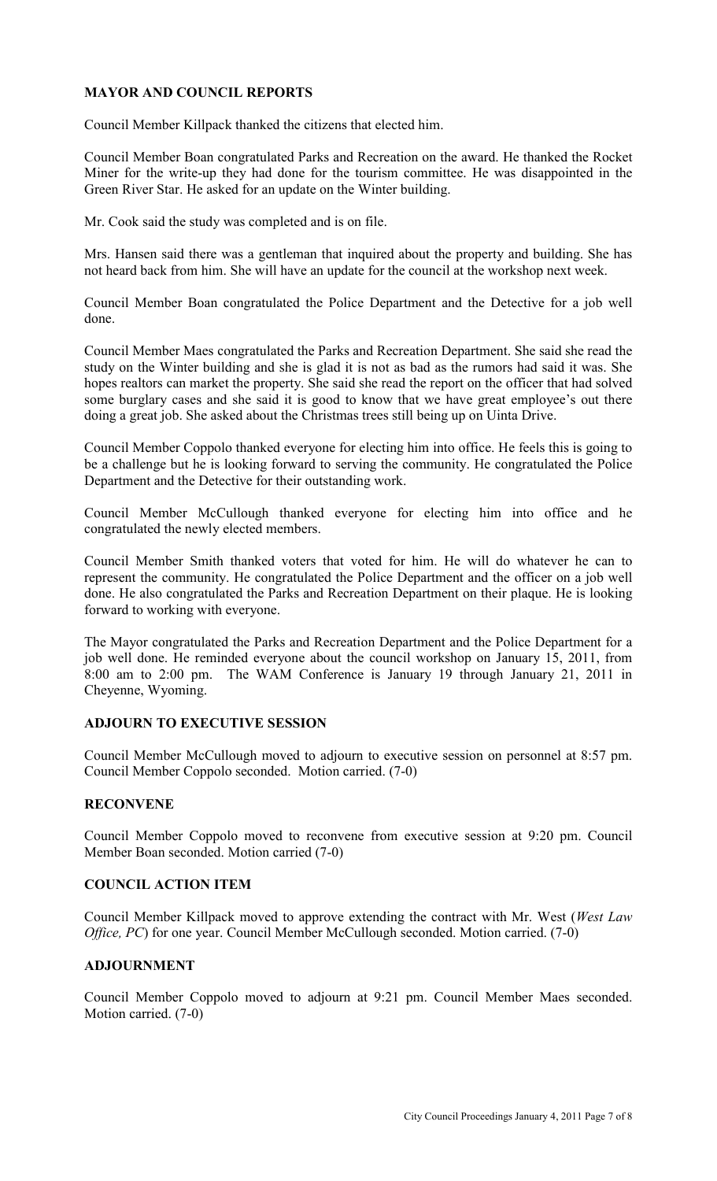## MAYOR AND COUNCIL REPORTS

Council Member Killpack thanked the citizens that elected him.

Council Member Boan congratulated Parks and Recreation on the award. He thanked the Rocket Miner for the write-up they had done for the tourism committee. He was disappointed in the Green River Star. He asked for an update on the Winter building.

Mr. Cook said the study was completed and is on file.

Mrs. Hansen said there was a gentleman that inquired about the property and building. She has not heard back from him. She will have an update for the council at the workshop next week.

Council Member Boan congratulated the Police Department and the Detective for a job well done.

Council Member Maes congratulated the Parks and Recreation Department. She said she read the study on the Winter building and she is glad it is not as bad as the rumors had said it was. She hopes realtors can market the property. She said she read the report on the officer that had solved some burglary cases and she said it is good to know that we have great employee's out there doing a great job. She asked about the Christmas trees still being up on Uinta Drive.

Council Member Coppolo thanked everyone for electing him into office. He feels this is going to be a challenge but he is looking forward to serving the community. He congratulated the Police Department and the Detective for their outstanding work.

Council Member McCullough thanked everyone for electing him into office and he congratulated the newly elected members.

Council Member Smith thanked voters that voted for him. He will do whatever he can to represent the community. He congratulated the Police Department and the officer on a job well done. He also congratulated the Parks and Recreation Department on their plaque. He is looking forward to working with everyone.

The Mayor congratulated the Parks and Recreation Department and the Police Department for a job well done. He reminded everyone about the council workshop on January 15, 2011, from 8:00 am to 2:00 pm. The WAM Conference is January 19 through January 21, 2011 in Cheyenne, Wyoming.

## ADJOURN TO EXECUTIVE SESSION

Council Member McCullough moved to adjourn to executive session on personnel at 8:57 pm. Council Member Coppolo seconded. Motion carried. (7-0)

## RECONVENE

Council Member Coppolo moved to reconvene from executive session at 9:20 pm. Council Member Boan seconded. Motion carried (7-0)

## COUNCIL ACTION ITEM

Council Member Killpack moved to approve extending the contract with Mr. West (*West Law Office, PC*) for one year. Council Member McCullough seconded. Motion carried. (7-0)

## ADJOURNMENT

Council Member Coppolo moved to adjourn at 9:21 pm. Council Member Maes seconded. Motion carried. (7-0)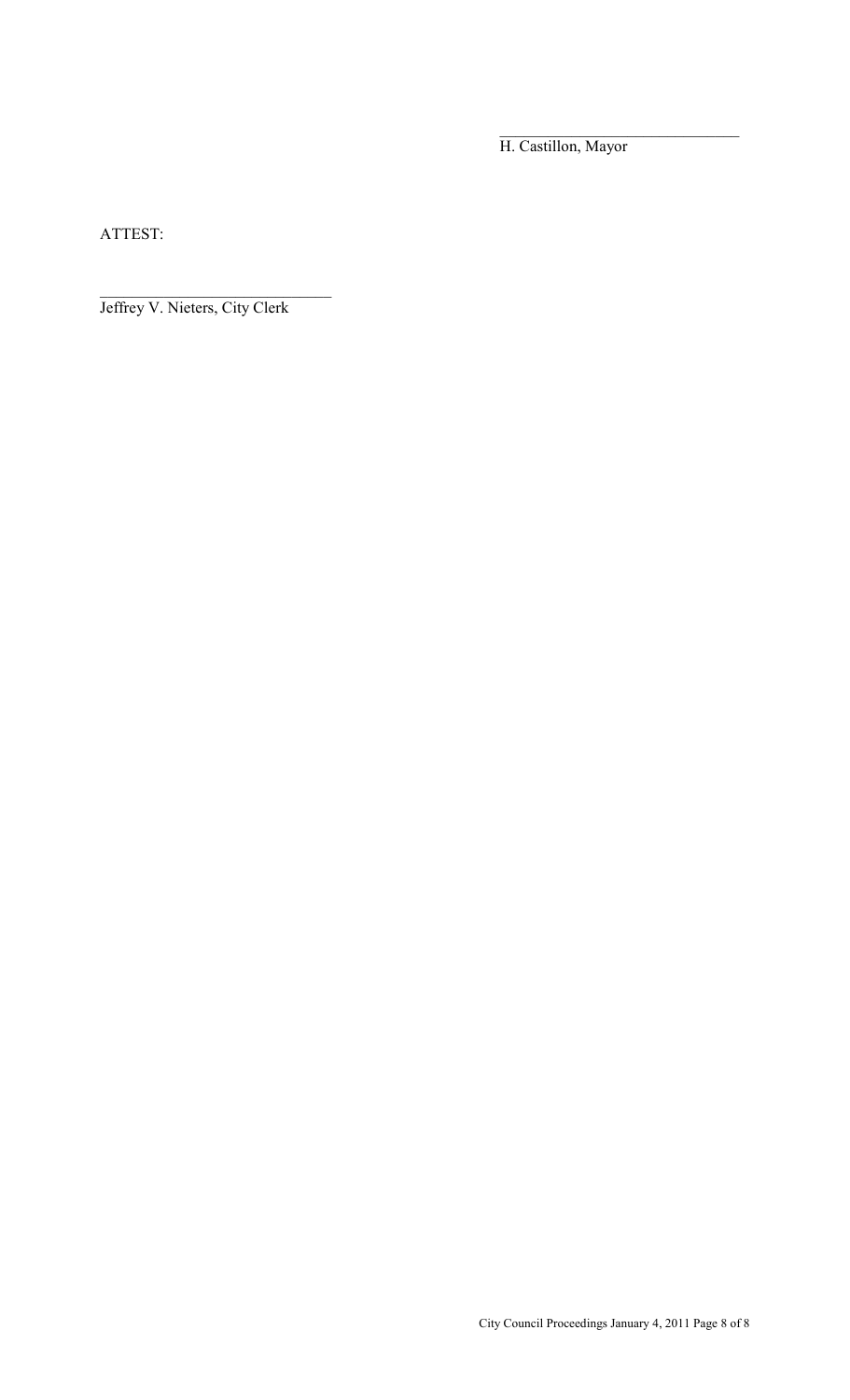\_\_\_\_\_\_\_\_\_\_\_\_\_\_\_\_\_\_\_\_\_\_\_\_\_\_\_\_\_\_
H. Castillon, Mayor

ATTEST:

\_\_\_\_\_\_\_\_\_\_\_\_\_\_\_\_\_\_\_\_\_\_\_\_\_\_\_\_\_\_
Jeffrey V. Nieters, City Clerk